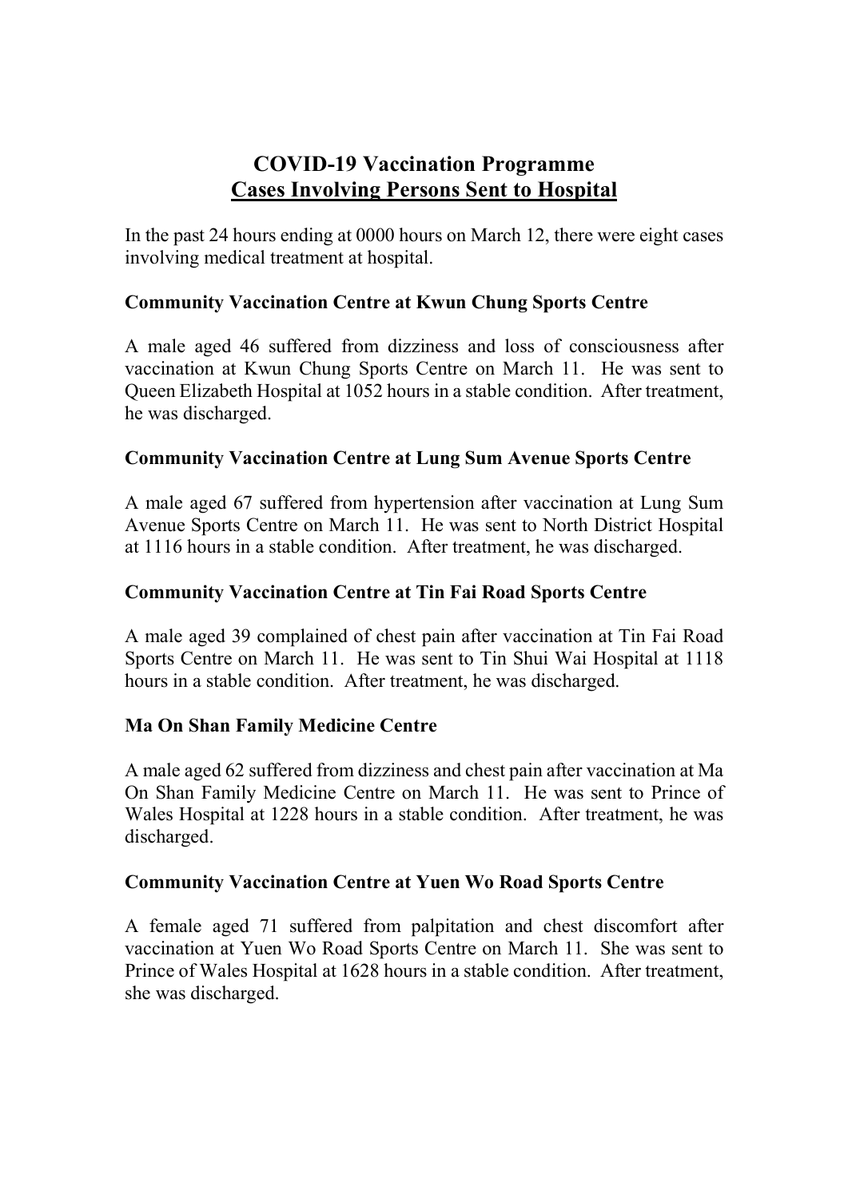# COVID-19 Vaccination Programme
## Cases Involving Persons Sent to Hospital

In the past 24 hours ending at 0000 hours on March 12, there were eight cases involving medical treatment at hospital.

**Community Vaccination Centre at Kwun Chung Sports Centre**

A male aged 46 suffered from dizziness and loss of consciousness after vaccination at Kwun Chung Sports Centre on March 11. He was sent to Queen Elizabeth Hospital at 1052 hours in a stable condition. After treatment, he was discharged.

**Community Vaccination Centre at Lung Sum Avenue Sports Centre**

A male aged 67 suffered from hypertension after vaccination at Lung Sum Avenue Sports Centre on March 11. He was sent to North District Hospital at 1116 hours in a stable condition. After treatment, he was discharged.

**Community Vaccination Centre at Tin Fai Road Sports Centre**

A male aged 39 complained of chest pain after vaccination at Tin Fai Road Sports Centre on March 11. He was sent to Tin Shui Wai Hospital at 1118 hours in a stable condition. After treatment, he was discharged.

**Ma On Shan Family Medicine Centre**

A male aged 62 suffered from dizziness and chest pain after vaccination at Ma On Shan Family Medicine Centre on March 11. He was sent to Prince of Wales Hospital at 1228 hours in a stable condition. After treatment, he was discharged.

**Community Vaccination Centre at Yuen Wo Road Sports Centre**

A female aged 71 suffered from palpitation and chest discomfort after vaccination at Yuen Wo Road Sports Centre on March 11. She was sent to Prince of Wales Hospital at 1628 hours in a stable condition. After treatment, she was discharged.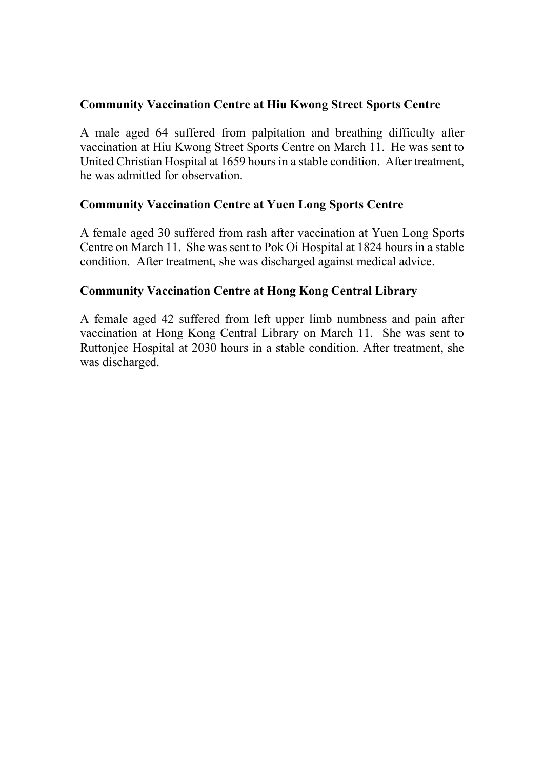**Community Vaccination Centre at Hiu Kwong Street Sports Centre**

A male aged 64 suffered from palpitation and breathing difficulty after vaccination at Hiu Kwong Street Sports Centre on March 11. He was sent to United Christian Hospital at 1659 hours in a stable condition. After treatment, he was admitted for observation.

**Community Vaccination Centre at Yuen Long Sports Centre**

A female aged 30 suffered from rash after vaccination at Yuen Long Sports Centre on March 11. She was sent to Pok Oi Hospital at 1824 hours in a stable condition. After treatment, she was discharged against medical advice.

**Community Vaccination Centre at Hong Kong Central Library**

A female aged 42 suffered from left upper limb numbness and pain after vaccination at Hong Kong Central Library on March 11. She was sent to Ruttonjee Hospital at 2030 hours in a stable condition. After treatment, she was discharged.